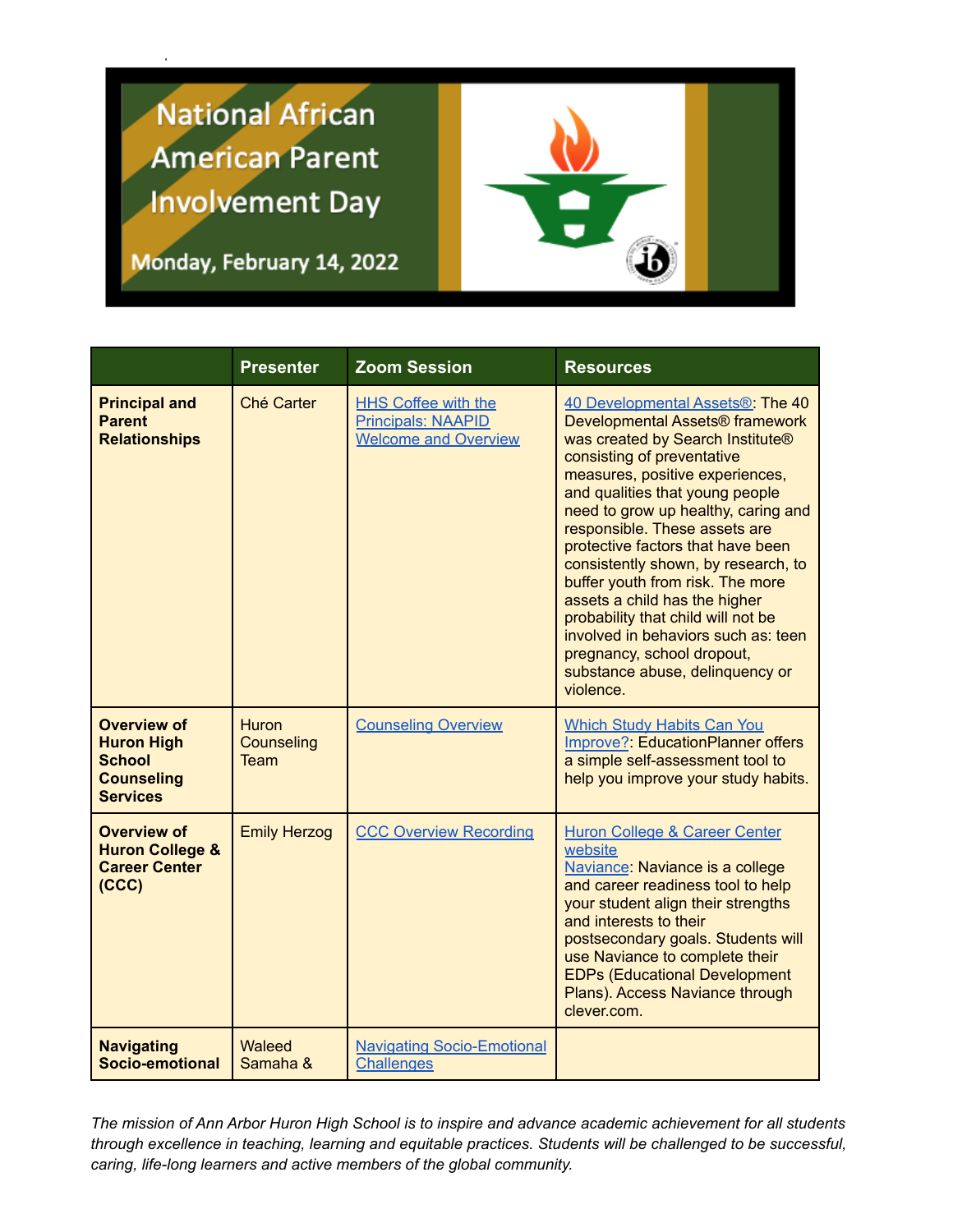# National African American Parent Involvement Day

Monday, February 14, 2022

| | Presenter | Zoom Session | Resources |
|---|---|---|---|
| **Principal and Parent Relationships** | Ché Carter | HHS Coffee with the Principals: NAAPID Welcome and Overview | 40 Developmental Assets®: The 40 Developmental Assets® framework was created by Search Institute® consisting of preventative measures, positive experiences, and qualities that young people need to grow up healthy, caring and responsible. These assets are protective factors that have been consistently shown, by research, to buffer youth from risk. The more assets a child has the higher probability that child will not be involved in behaviors such as: teen pregnancy, school dropout, substance abuse, delinquency or violence. |
| **Overview of Huron High School Counseling Services** | Huron Counseling Team | Counseling Overview | Which Study Habits Can You Improve?: EducationPlanner offers a simple self-assessment tool to help you improve your study habits. |
| **Overview of Huron College & Career Center (CCC)** | Emily Herzog | CCC Overview Recording | Huron College & Career Center website<br>Naviance: Naviance is a college and career readiness tool to help your student align their strengths and interests to their postsecondary goals. Students will use Naviance to complete their EDPs (Educational Development Plans). Access Naviance through clever.com. |
| **Navigating Socio-emotional** | Waleed Samaha & | Navigating Socio-Emotional Challenges | |

*The mission of Ann Arbor Huron High School is to inspire and advance academic achievement for all students through excellence in teaching, learning and equitable practices. Students will be challenged to be successful, caring, life-long learners and active members of the global community.*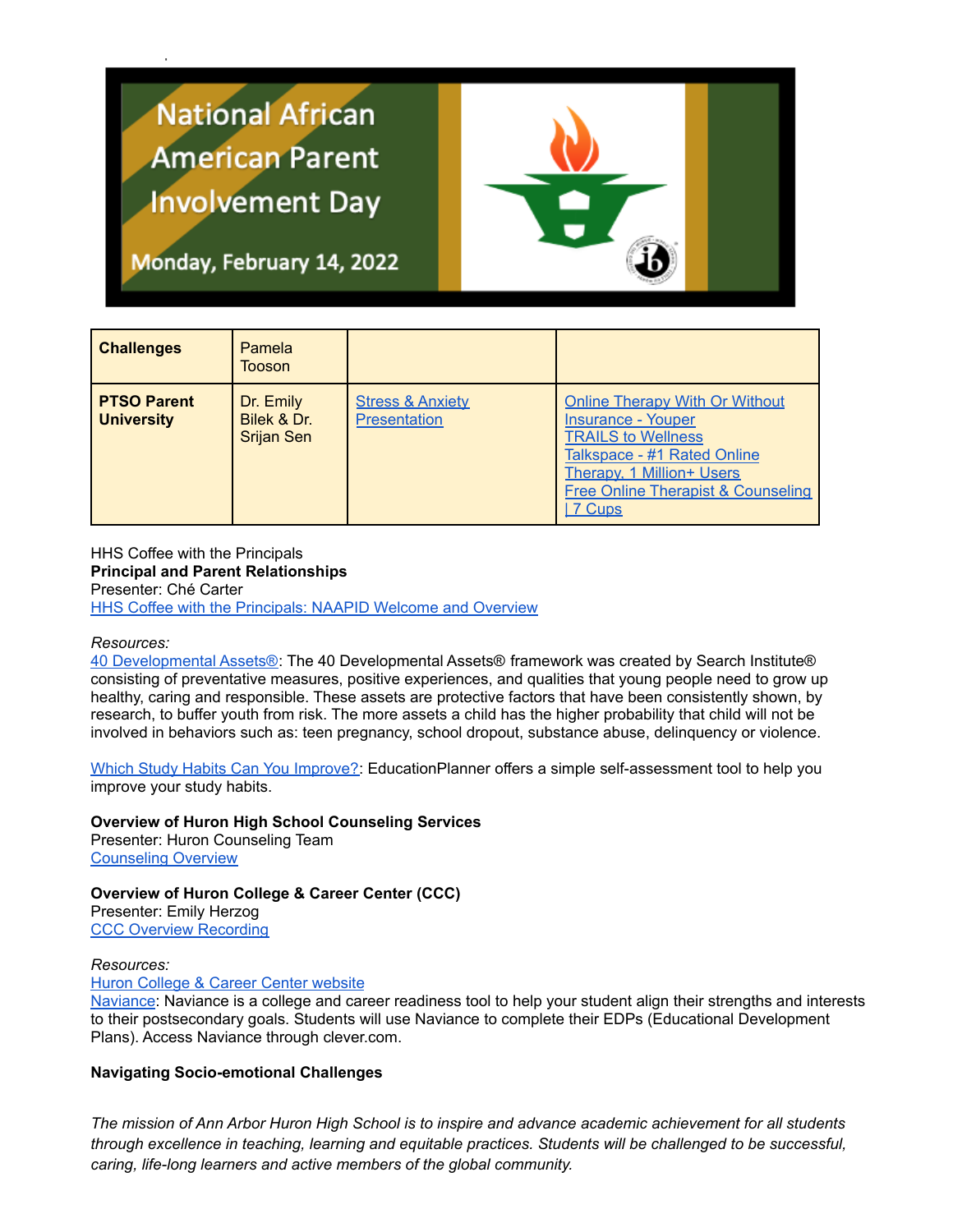National African American Parent Involvement Day

Monday, February 14, 2022

| Challenges | Pamela Tooson | | |
|---|---|---|---|
| **PTSO Parent University** | Dr. Emily Bilek & Dr. Srijan Sen | Stress & Anxiety Presentation | Online Therapy With Or Without Insurance - Youper<br>TRAILS to Wellness<br>Talkspace - #1 Rated Online Therapy, 1 Million+ Users<br>Free Online Therapist & Counseling \| 7 Cups |

HHS Coffee with the Principals
**Principal and Parent Relationships**
Presenter: Ché Carter
HHS Coffee with the Principals: NAAPID Welcome and Overview

*Resources:*
40 Developmental Assets®: The 40 Developmental Assets® framework was created by Search Institute® consisting of preventative measures, positive experiences, and qualities that young people need to grow up healthy, caring and responsible. These assets are protective factors that have been consistently shown, by research, to buffer youth from risk. The more assets a child has the higher probability that child will not be involved in behaviors such as: teen pregnancy, school dropout, substance abuse, delinquency or violence.

Which Study Habits Can You Improve?: EducationPlanner offers a simple self-assessment tool to help you improve your study habits.

**Overview of Huron High School Counseling Services**
Presenter: Huron Counseling Team
Counseling Overview

**Overview of Huron College & Career Center (CCC)**
Presenter: Emily Herzog
CCC Overview Recording

*Resources:*
Huron College & Career Center website
Naviance: Naviance is a college and career readiness tool to help your student align their strengths and interests to their postsecondary goals. Students will use Naviance to complete their EDPs (Educational Development Plans). Access Naviance through clever.com.

**Navigating Socio-emotional Challenges**

*The mission of Ann Arbor Huron High School is to inspire and advance academic achievement for all students through excellence in teaching, learning and equitable practices. Students will be challenged to be successful, caring, life-long learners and active members of the global community.*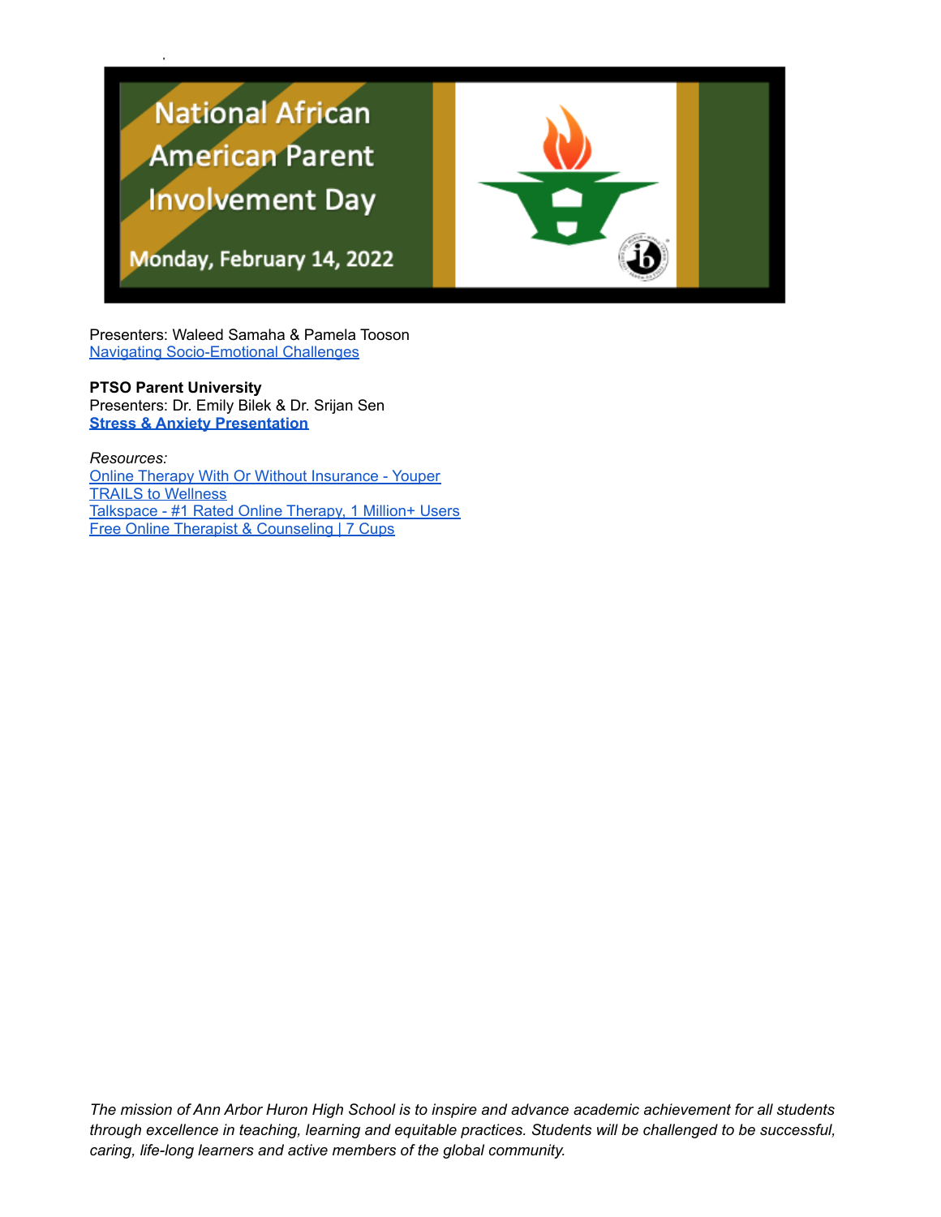National African American Parent Involvement Day

Monday, February 14, 2022

Presenters: Waleed Samaha & Pamela Tooson
Navigating Socio-Emotional Challenges

**PTSO Parent University**
Presenters: Dr. Emily Bilek & Dr. Srijan Sen
**Stress & Anxiety Presentation**

*Resources:*
Online Therapy With Or Without Insurance - Youper
TRAILS to Wellness
Talkspace - #1 Rated Online Therapy, 1 Million+ Users
Free Online Therapist & Counseling | 7 Cups

*The mission of Ann Arbor Huron High School is to inspire and advance academic achievement for all students through excellence in teaching, learning and equitable practices. Students will be challenged to be successful, caring, life-long learners and active members of the global community.*